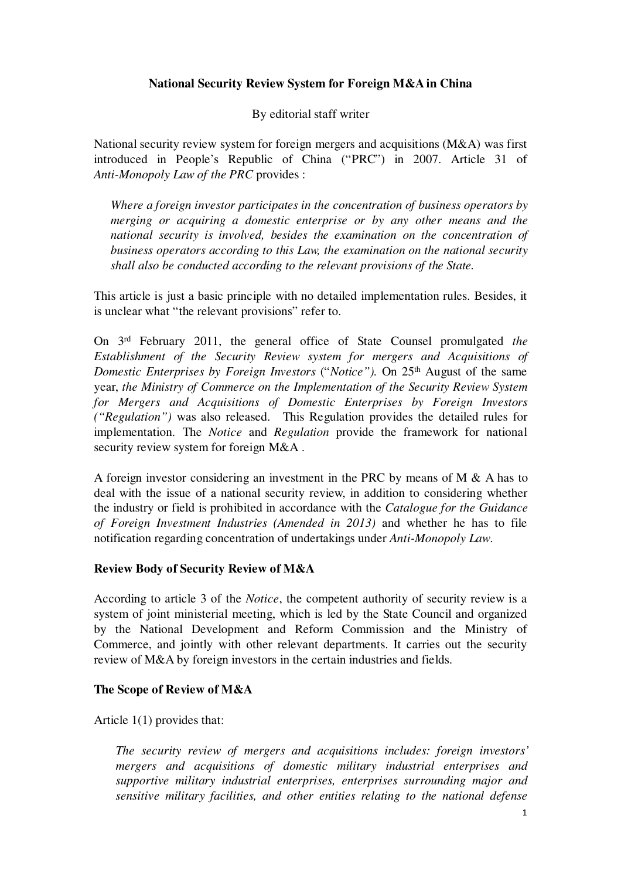# National Security Review System for Foreign M&A in China

By editorial staff writer

National security review system for foreign mergers and acquisitions (M&A) was first introduced in People's Republic of China ("PRC") in 2007. Article 31 of *Anti-Monopoly Law of the PRC* provides :

> *Where a foreign investor participates in the concentration of business operators by merging or acquiring a domestic enterprise or by any other means and the national security is involved, besides the examination on the concentration of business operators according to this Law, the examination on the national security shall also be conducted according to the relevant provisions of the State.*

This article is just a basic principle with no detailed implementation rules. Besides, it is unclear what "the relevant provisions" refer to.

On 3rd February 2011, the general office of State Counsel promulgated *the Establishment of the Security Review system for mergers and Acquisitions of Domestic Enterprises by Foreign Investors* ("*Notice").* On 25th August of the same year, *the Ministry of Commerce on the Implementation of the Security Review System for Mergers and Acquisitions of Domestic Enterprises by Foreign Investors ("Regulation")* was also released. This Regulation provides the detailed rules for implementation. The *Notice* and *Regulation* provide the framework for national security review system for foreign M&A .

A foreign investor considering an investment in the PRC by means of M & A has to deal with the issue of a national security review, in addition to considering whether the industry or field is prohibited in accordance with the *Catalogue for the Guidance of Foreign Investment Industries (Amended in 2013)* and whether he has to file notification regarding concentration of undertakings under *Anti-Monopoly Law.*

## Review Body of Security Review of M&A

According to article 3 of the *Notice*, the competent authority of security review is a system of joint ministerial meeting, which is led by the State Council and organized by the National Development and Reform Commission and the Ministry of Commerce, and jointly with other relevant departments. It carries out the security review of M&A by foreign investors in the certain industries and fields.

## The Scope of Review of M&A

Article 1(1) provides that:

> *The security review of mergers and acquisitions includes: foreign investors' mergers and acquisitions of domestic military industrial enterprises and supportive military industrial enterprises, enterprises surrounding major and sensitive military facilities, and other entities relating to the national defense*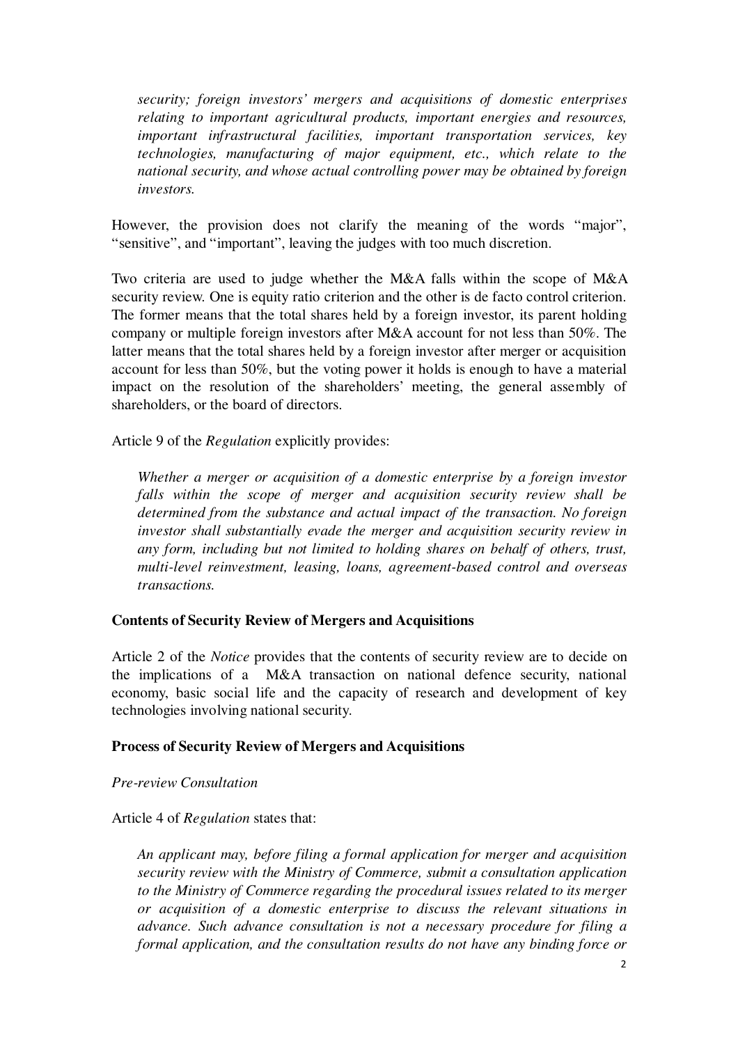*security; foreign investors' mergers and acquisitions of domestic enterprises relating to important agricultural products, important energies and resources, important infrastructural facilities, important transportation services, key technologies, manufacturing of major equipment, etc., which relate to the national security, and whose actual controlling power may be obtained by foreign investors.*

However, the provision does not clarify the meaning of the words "major", "sensitive", and "important", leaving the judges with too much discretion.

Two criteria are used to judge whether the M&A falls within the scope of M&A security review. One is equity ratio criterion and the other is de facto control criterion. The former means that the total shares held by a foreign investor, its parent holding company or multiple foreign investors after M&A account for not less than 50%. The latter means that the total shares held by a foreign investor after merger or acquisition account for less than 50%, but the voting power it holds is enough to have a material impact on the resolution of the shareholders' meeting, the general assembly of shareholders, or the board of directors.

Article 9 of the *Regulation* explicitly provides:

> *Whether a merger or acquisition of a domestic enterprise by a foreign investor falls within the scope of merger and acquisition security review shall be determined from the substance and actual impact of the transaction. No foreign investor shall substantially evade the merger and acquisition security review in any form, including but not limited to holding shares on behalf of others, trust, multi-level reinvestment, leasing, loans, agreement-based control and overseas transactions.*

**Contents of Security Review of Mergers and Acquisitions**

Article 2 of the *Notice* provides that the contents of security review are to decide on the implications of a M&A transaction on national defence security, national economy, basic social life and the capacity of research and development of key technologies involving national security.

**Process of Security Review of Mergers and Acquisitions**

*Pre-review Consultation*

Article 4 of *Regulation* states that:

> *An applicant may, before filing a formal application for merger and acquisition security review with the Ministry of Commerce, submit a consultation application to the Ministry of Commerce regarding the procedural issues related to its merger or acquisition of a domestic enterprise to discuss the relevant situations in advance. Such advance consultation is not a necessary procedure for filing a formal application, and the consultation results do not have any binding force or*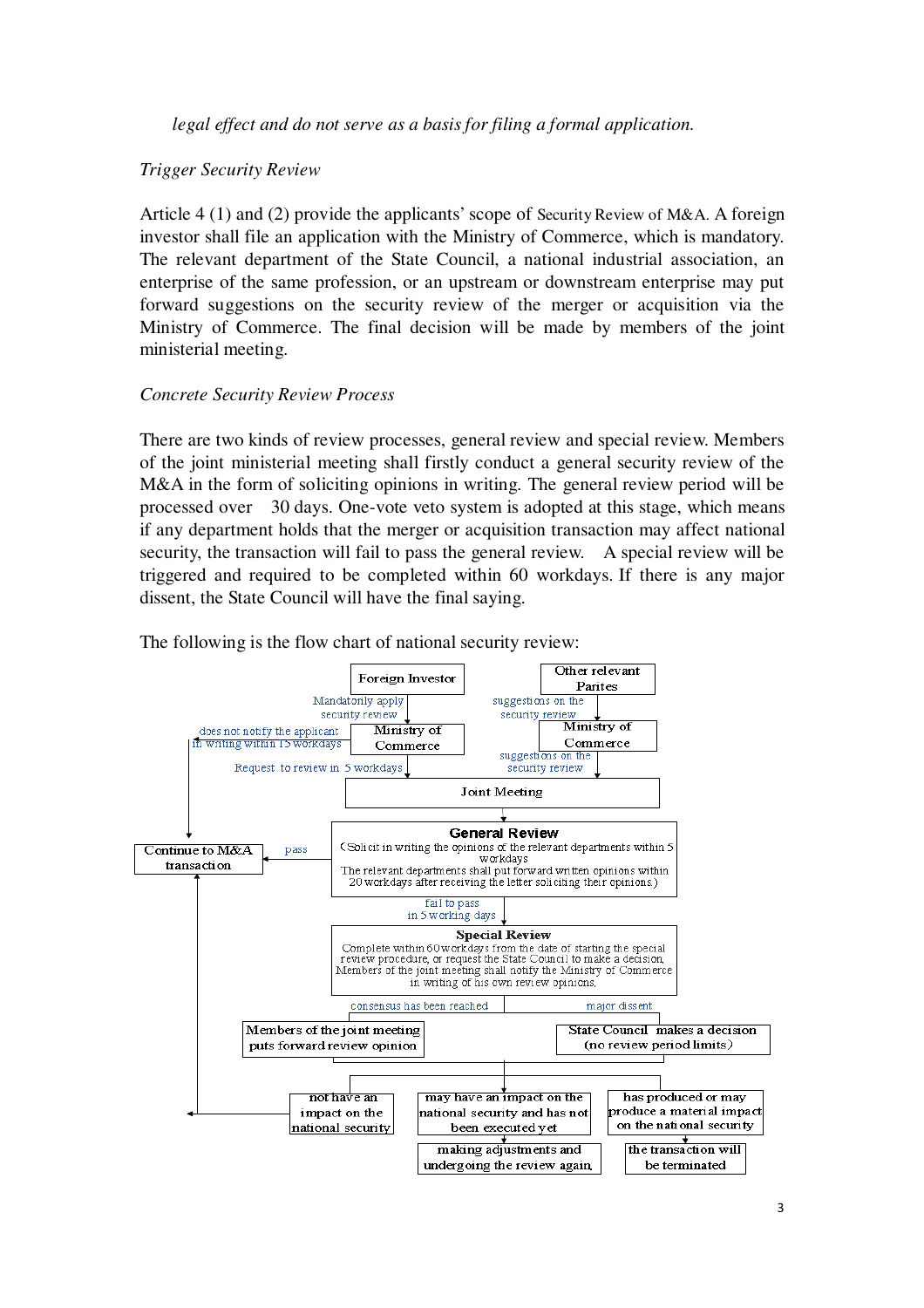*legal effect and do not serve as a basis for filing a formal application.*

*Trigger Security Review*

Article 4 (1) and (2) provide the applicants' scope of Security Review of M&A. A foreign investor shall file an application with the Ministry of Commerce, which is mandatory. The relevant department of the State Council, a national industrial association, an enterprise of the same profession, or an upstream or downstream enterprise may put forward suggestions on the security review of the merger or acquisition via the Ministry of Commerce. The final decision will be made by members of the joint ministerial meeting.

*Concrete Security Review Process*

There are two kinds of review processes, general review and special review. Members of the joint ministerial meeting shall firstly conduct a general security review of the M&A in the form of soliciting opinions in writing. The general review period will be processed over 30 days. One-vote veto system is adopted at this stage, which means if any department holds that the merger or acquisition transaction may affect national security, the transaction will fail to pass the general review. A special review will be triggered and required to be completed within 60 workdays. If there is any major dissent, the State Council will have the final saying.

The following is the flow chart of national security review:

Foreign Investor

Other relevant Parites

Mandatorily apply security review

suggestions on the security review

Ministry of Commerce

Ministry of Commerce

does not notify the applicant in writing within 15 workdays

Request to review in 5 workdays

suggestions on the security review

Joint Meeting

**General Review**

(Solicit in writing the opinions of the relevant departments within 5 workdays
The relevant departments shall put forward written opinions within 20 workdays after receiving the letter soliciting their opinions.)

pass

Continue to M&A transaction

fail to pass in 5 working days

**Special Review**

Complete within 60 workdays from the date of starting the special review procedure, or request the State Council to make a decision. Members of the joint meeting shall notify the Ministry of Commerce in writing of his own review opinions.

consensus has been reached

major dissent

Members of the joint meeting puts forward review opinion

State Council makes a decision (no review period limits)

not have an impact on the national security

may have an impact on the national security and has not been executed yet

has produced or may produce a material impact on the national security

making adjustments and undergoing the review again

the transaction will be terminated